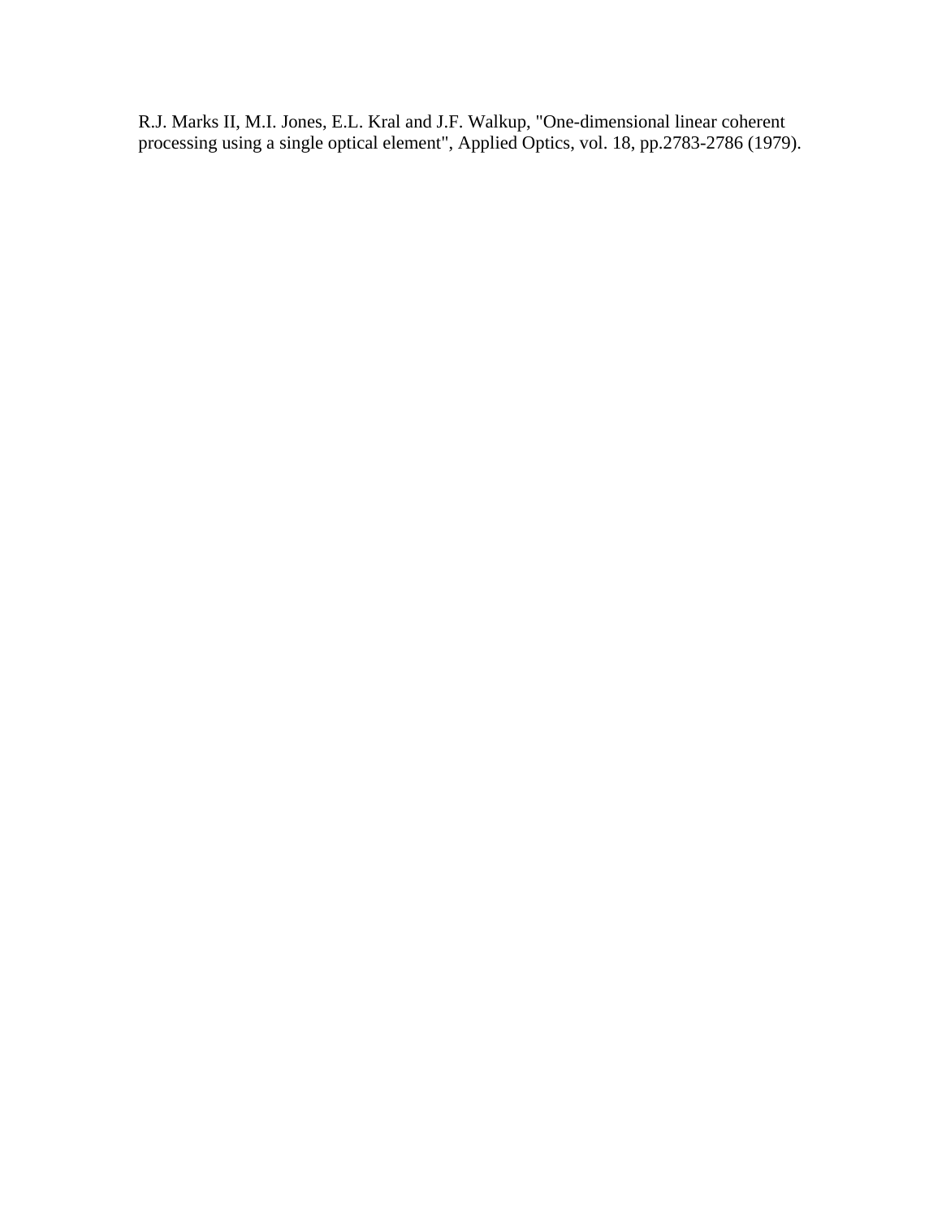R.J. Marks II, M.I. Jones, E.L. Kral and J.F. Walkup, "One-dimensional linear coherent processing using a single optical element", Applied Optics, vol. 18, pp.2783-2786 (1979).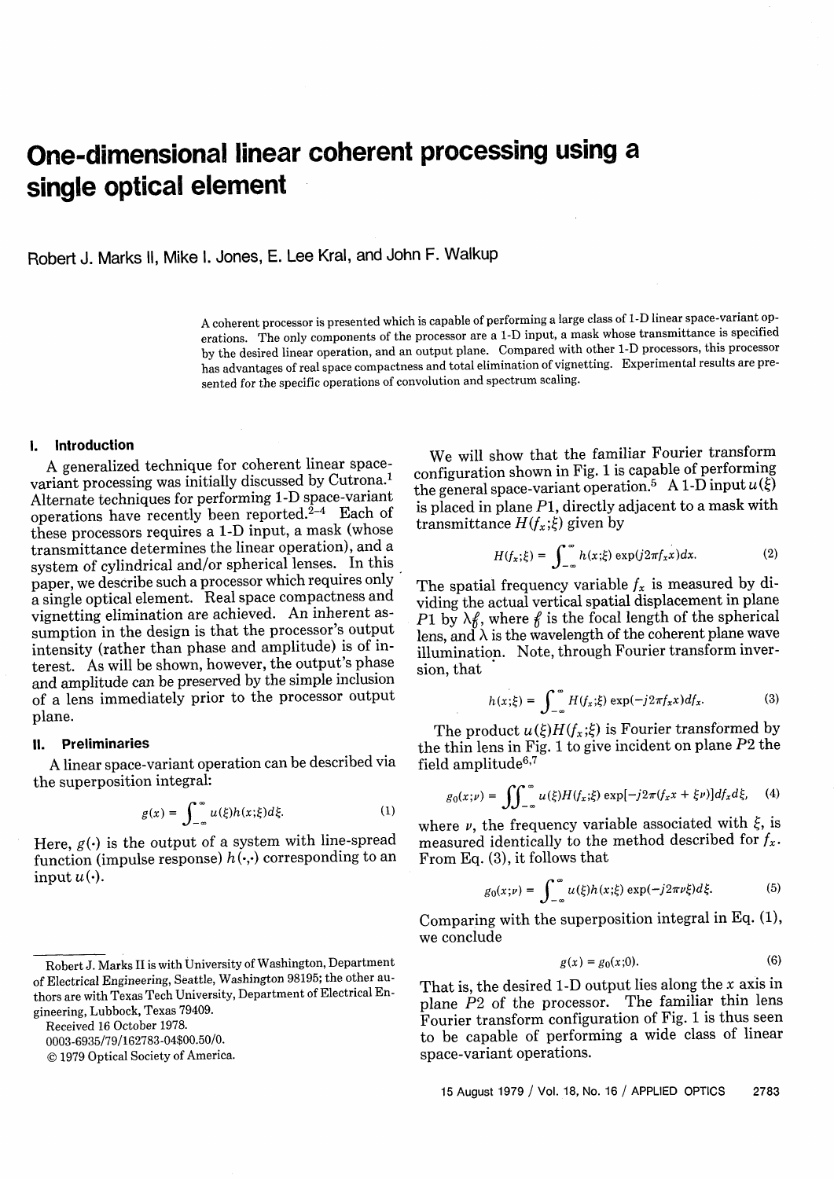# One-dimensional linear coherent processing using a single optical element

Robert J. Marks II, Mike I. Jones, E. Lee Kral, and John F. Walkup

A coherent processor is presented which is capable of performing a large class of 1-D linear space-variant operations. The only components of the processor are a 1-D input, a mask whose transmittance is specified by the desired linear operation, and an output plane. Compared with other 1-D processors, this processor has advantages of real space compactness and total elimination of vignetting. Experimental results are presented for the specific operations of convolution and spectrum scaling.

## I. Introduction

A generalized technique for coherent linear space-variant processing was initially discussed by Cutrona.[1] Alternate techniques for performing 1-D space-variant operations have recently been reported.[2–4] Each of these processors requires a 1-D input, a mask (whose transmittance determines the linear operation), and a system of cylindrical and/or spherical lenses. In this paper, we describe such a processor which requires only a single optical element. Real space compactness and vignetting elimination are achieved. An inherent assumption in the design is that the processor's output intensity (rather than phase and amplitude) is of interest. As will be shown, however, the output's phase and amplitude can be preserved by the simple inclusion of a lens immediately prior to the processor output plane.

## II. Preliminaries

A linear space-variant operation can be described via the superposition integral:

$$g(x) = \int_{-\infty}^{\infty} u(\xi)h(x;\xi)d\xi. \tag{1}$$

Here, $g(\cdot)$ is the output of a system with line-spread function (impulse response) $h(\cdot,\cdot)$ corresponding to an input $u(\cdot)$.

We will show that the familiar Fourier transform configuration shown in Fig. 1 is capable of performing the general space-variant operation.[5] A 1-D input $u(\xi)$ is placed in plane $P1$, directly adjacent to a mask with transmittance $H(f_x;\xi)$ given by

$$H(f_x;\xi) = \int_{-\infty}^{\infty} h(x;\xi)\exp(j2\pi f_x x)dx. \tag{2}$$

The spatial frequency variable $f_x$ is measured by dividing the actual vertical spatial displacement in plane $P1$ by $\lambda f$, where $f$ is the focal length of the spherical lens, and $\lambda$ is the wavelength of the coherent plane wave illumination. Note, through Fourier transform inversion, that

$$h(x;\xi) = \int_{-\infty}^{\infty} H(f_x;\xi)\exp(-j2\pi f_x x)df_x. \tag{3}$$

The product $u(\xi)H(f_x;\xi)$ is Fourier transformed by the thin lens in Fig. 1 to give incident on plane $P2$ the field amplitude[6,7]

$$g_0(x;\nu) = \iint_{-\infty}^{\infty} u(\xi)H(f_x;\xi)\exp[-j2\pi(f_x x + \xi\nu)]df_x d\xi, \tag{4}$$

where $\nu$, the frequency variable associated with $\xi$, is measured identically to the method described for $f_x$. From Eq. (3), it follows that

$$g_0(x;\nu) = \int_{-\infty}^{\infty} u(\xi)h(x;\xi)\exp(-j2\pi\nu\xi)d\xi. \tag{5}$$

Comparing with the superposition integral in Eq. (1), we conclude

$$g(x) = g_0(x;0). \tag{6}$$

That is, the desired 1-D output lies along the $x$ axis in plane $P2$ of the processor. The familiar thin lens Fourier transform configuration of Fig. 1 is thus seen to be capable of performing a wide class of linear space-variant operations.

Robert J. Marks II is with University of Washington, Department of Electrical Engineering, Seattle, Washington 98195; the other authors are with Texas Tech University, Department of Electrical Engineering, Lubbock, Texas 79409.

Received 16 October 1978.

0003-6935/79/162783-04$00.50/0.

© 1979 Optical Society of America.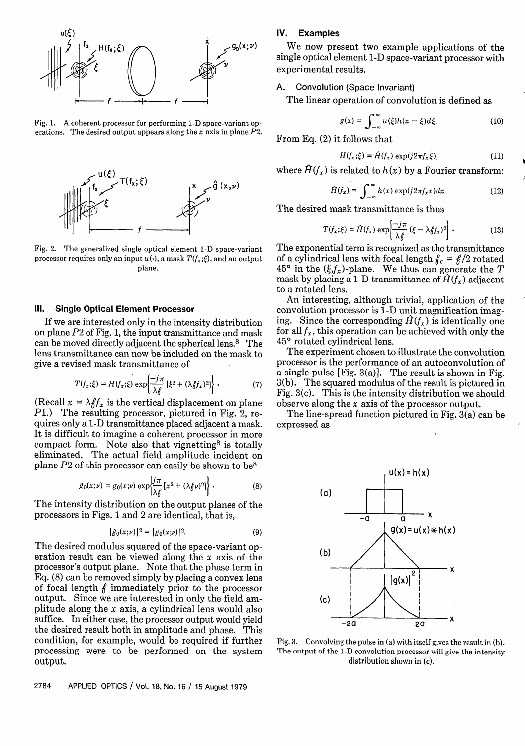Fig. 1. A coherent processor for performing 1-D space-variant operations. The desired output appears along the $x$ axis in plane $P2$.

Fig. 2. The generalized single optical element 1-D space-variant processor requires only an input $u(\cdot)$, a mask $T(f_x;\xi)$, and an output plane.

### III. Single Optical Element Processor

If we are interested only in the intensity distribution on plane $P2$ of Fig. 1, the input transmittance and mask can be moved directly adjacent the spherical lens.[8] The lens transmittance can now be included on the mask to give a revised mask transmittance of

$$T(f_x;\xi) = H(f_x;\xi) \exp\left\{\frac{-j\pi}{\lambda f} [\xi^2 + (\lambda f f_x)^2]\right\}. \tag{7}$$

(Recall $x = \lambda f f_x$ is the vertical displacement on plane $P1$.) The resulting processor, pictured in Fig. 2, requires only a 1-D transmittance placed adjacent a mask. It is difficult to imagine a coherent processor in more compact form. Note also that vignetting[8] is totally eliminated. The actual field amplitude incident on plane $P2$ of this processor can easily be shown to be[8]

$$\hat{g}_0(x;\nu) = g_0(x;\nu) \exp\left\{\frac{j\pi}{\lambda f} [x^2 + (\lambda f \nu)^2]\right\}. \tag{8}$$

The intensity distribution on the output planes of the processors in Figs. 1 and 2 are identical, that is,

$$|\hat{g}_0(x;\nu)|^2 = |g_0(x;\nu)|^2. \tag{9}$$

The desired modulus squared of the space-variant operation result can be viewed along the $x$ axis of the processor's output plane. Note that the phase term in Eq. (8) can be removed simply by placing a convex lens of focal length $f$ immediately prior to the processor output. Since we are interested in only the field amplitude along the $x$ axis, a cylindrical lens would also suffice. In either case, the processor output would yield the desired result both in amplitude and phase. This condition, for example, would be required if further processing were to be performed on the system output.

### IV. Examples

We now present two example applications of the single optical element 1-D space-variant processor with experimental results.

#### A. Convolution (Space Invariant)

The linear operation of convolution is defined as

$$g(x) = \int_{-\infty}^{\infty} u(\xi) h(x - \xi) d\xi. \tag{10}$$

From Eq. (2) it follows that

$$H(f_x;\xi) = \hat{H}(f_x) \exp(j2\pi f_x \xi), \tag{11}$$

where $\hat{H}(f_x)$ is related to $h(x)$ by a Fourier transform:

$$\hat{H}(f_x) = \int_{-\infty}^{\infty} h(x) \exp(j2\pi f_x x) dx. \tag{12}$$

The desired mask transmittance is thus

$$T(f_x;\xi) = \hat{H}(f_x) \exp\left[\frac{-j\pi}{\lambda f} (\xi - \lambda f f_x)^2\right]. \tag{13}$$

The exponential term is recognized as the transmittance of a cylindrical lens with focal length $f_c = f/2$ rotated 45° in the $(\xi, f_x)$-plane. We thus can generate the $T$ mask by placing a 1-D transmittance of $\hat{H}(f_x)$ adjacent to a rotated lens.

An interesting, although trivial, application of the convolution processor is 1-D unit magnification imaging. Since the corresponding $\hat{H}(f_x)$ is identically one for all $f_x$, this operation can be achieved with only the 45° rotated cylindrical lens.

The experiment chosen to illustrate the convolution processor is the performance of an autoconvolution of a single pulse [Fig. 3(a)]. The result is shown in Fig. 3(b). The squared modulus of the result is pictured in Fig. 3(c). This is the intensity distribution we should observe along the $x$ axis of the processor output.

The line-spread function pictured in Fig. 3(a) can be expressed as

Fig. 3. Convolving the pulse in (a) with itself gives the result in (b). The output of the 1-D convolution processor will give the intensity distribution shown in (c).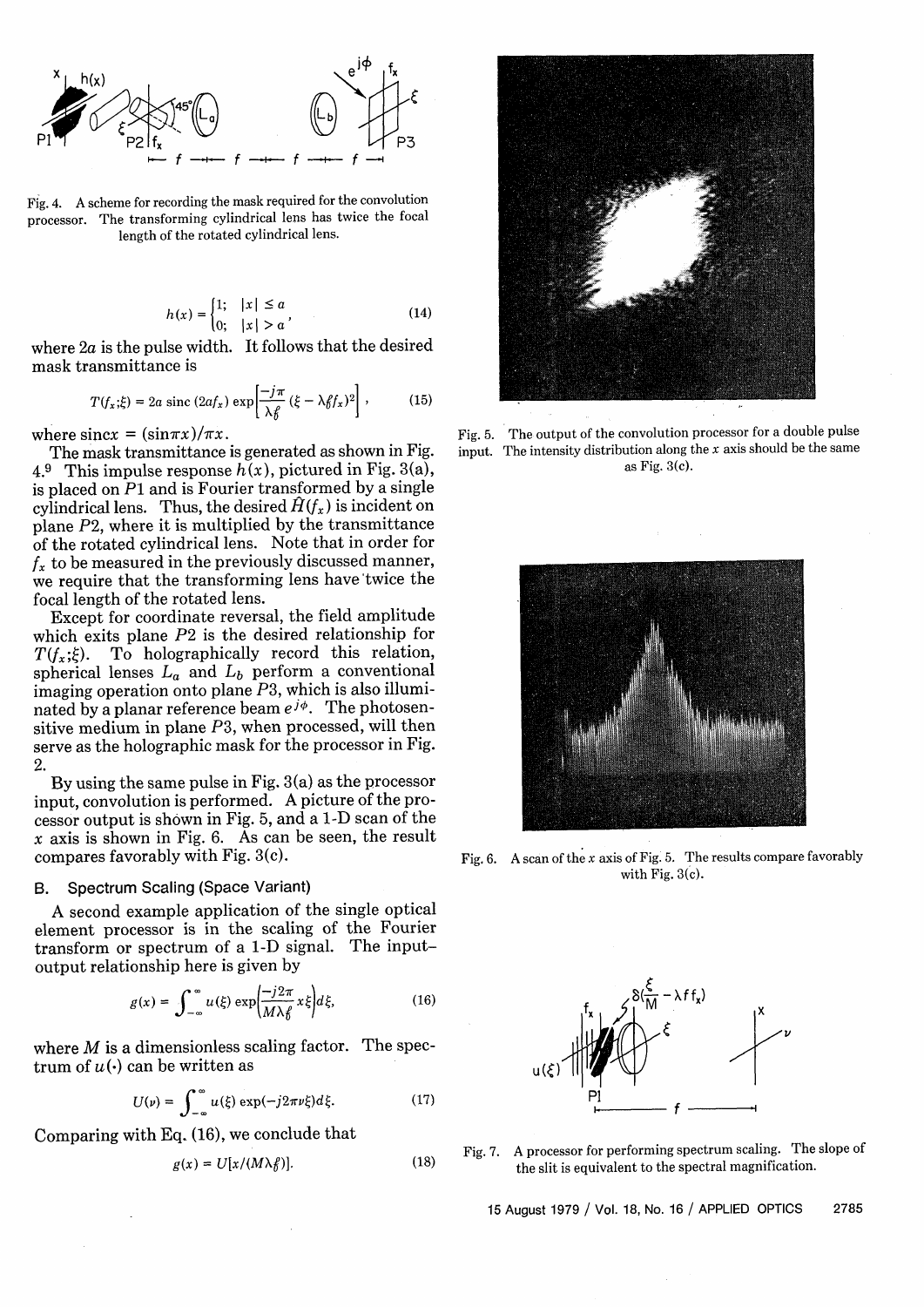Fig. 4. A scheme for recording the mask required for the convolution processor. The transforming cylindrical lens has twice the focal length of the rotated cylindrical lens.

$$h(x) = \begin{cases} 1; & |x| \leq a \\ 0; & |x| > a \end{cases}, \tag{14}$$

where $2a$ is the pulse width. It follows that the desired mask transmittance is

$$T(f_x;\xi) = 2a \operatorname{sinc}(2af_x) \exp\left[\frac{-j\pi}{\lambda f}(\xi - \lambda f f_x)^2\right], \tag{15}$$

where $\operatorname{sinc}x = (\sin\pi x)/\pi x$.

The mask transmittance is generated as shown in Fig. 4.[9] This impulse response $h(x)$, pictured in Fig. 3(a), is placed on $P1$ and is Fourier transformed by a single cylindrical lens. Thus, the desired $\hat{H}(f_x)$ is incident on plane $P2$, where it is multiplied by the transmittance of the rotated cylindrical lens. Note that in order for $f_x$ to be measured in the previously discussed manner, we require that the transforming lens have twice the focal length of the rotated lens.

Except for coordinate reversal, the field amplitude which exits plane $P2$ is the desired relationship for $T(f_x;\xi)$. To holographically record this relation, spherical lenses $L_a$ and $L_b$ perform a conventional imaging operation onto plane $P3$, which is also illuminated by a planar reference beam $e^{j\phi}$. The photosensitive medium in plane $P3$, when processed, will then serve as the holographic mask for the processor in Fig. 2.

By using the same pulse in Fig. 3(a) as the processor input, convolution is performed. A picture of the processor output is shown in Fig. 5, and a 1-D scan of the $x$ axis is shown in Fig. 6. As can be seen, the result compares favorably with Fig. 3(c).

### B. Spectrum Scaling (Space Variant)

A second example application of the single optical element processor is in the scaling of the Fourier transform or spectrum of a 1-D signal. The input–output relationship here is given by

$$g(x) = \int_{-\infty}^{\infty} u(\xi) \exp\left[\frac{-j2\pi}{M\lambda f} x\xi\right] d\xi, \tag{16}$$

where $M$ is a dimensionless scaling factor. The spectrum of $u(\cdot)$ can be written as

$$U(\nu) = \int_{-\infty}^{\infty} u(\xi) \exp(-j2\pi\nu\xi) d\xi. \tag{17}$$

Comparing with Eq. (16), we conclude that

$$g(x) = U[x/(M\lambda f)]. \tag{18}$$

Fig. 5. The output of the convolution processor for a double pulse input. The intensity distribution along the $x$ axis should be the same as Fig. 3(c).

Fig. 6. A scan of the $x$ axis of Fig. 5. The results compare favorably with Fig. 3(c).

Fig. 7. A processor for performing spectrum scaling. The slope of the slit is equivalent to the spectral magnification.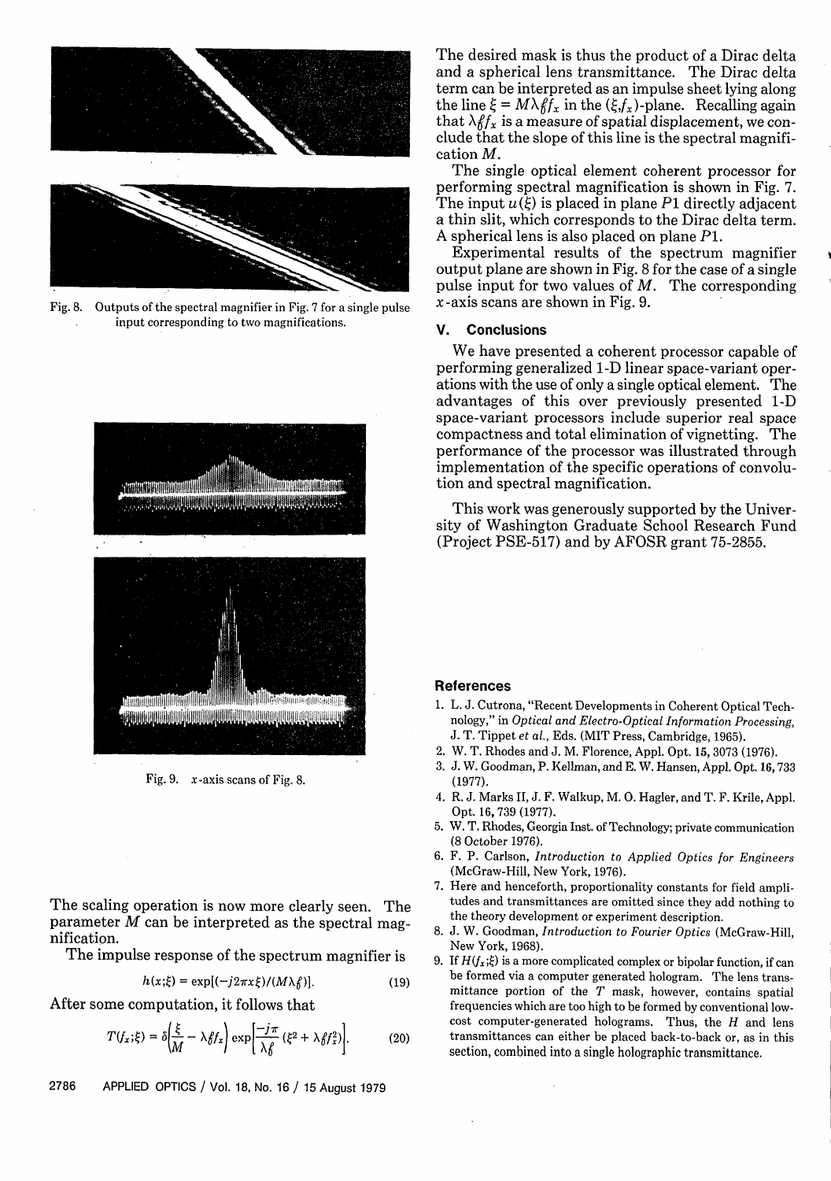Fig. 8. Outputs of the spectral magnifier in Fig. 7 for a single pulse input corresponding to two magnifications.

Fig. 9. $x$-axis scans of Fig. 8.

The scaling operation is now more clearly seen. The parameter $M$ can be interpreted as the spectral magnification.

The impulse response of the spectrum magnifier is

$$h(x;\xi) = \exp[(-j2\pi x\xi)/(M\lambda f)]. \tag{19}$$

After some computation, it follows that

$$T(f_x;\xi) = \delta\left(\frac{\xi}{M} - \lambda f f_x\right) \exp\left[\frac{-j\pi}{\lambda f}(\xi^2 + \lambda f f_x^2)\right]. \tag{20}$$

The desired mask is thus the product of a Dirac delta and a spherical lens transmittance. The Dirac delta term can be interpreted as an impulse sheet lying along the line $\xi = M\lambda f f_x$ in the $(\xi,f_x)$-plane. Recalling again that $\lambda f f_x$ is a measure of spatial displacement, we conclude that the slope of this line is the spectral magnification $M$.

The single optical element coherent processor for performing spectral magnification is shown in Fig. 7. The input $u(\xi)$ is placed in plane $P1$ directly adjacent a thin slit, which corresponds to the Dirac delta term. A spherical lens is also placed on plane $P1$.

Experimental results of the spectrum magnifier output plane are shown in Fig. 8 for the case of a single pulse input for two values of $M$. The corresponding $x$-axis scans are shown in Fig. 9.

## V. Conclusions

We have presented a coherent processor capable of performing generalized 1-D linear space-variant operations with the use of only a single optical element. The advantages of this over previously presented 1-D space-variant processors include superior real space compactness and total elimination of vignetting. The performance of the processor was illustrated through implementation of the specific operations of convolution and spectral magnification.

This work was generously supported by the University of Washington Graduate School Research Fund (Project PSE-517) and by AFOSR grant 75-2855.

### References

1. L. J. Cutrona, "Recent Developments in Coherent Optical Technology," in *Optical and Electro-Optical Information Processing*, J. T. Tippet *et al.*, Eds. (MIT Press, Cambridge, 1965).
2. W. T. Rhodes and J. M. Florence, Appl. Opt. **15**, 3073 (1976).
3. J. W. Goodman, P. Kellman, and E. W. Hansen, Appl. Opt. **16**, 733 (1977).
4. R. J. Marks II, J. F. Walkup, M. O. Hagler, and T. F. Krile, Appl. Opt. **16**, 739 (1977).
5. W. T. Rhodes, Georgia Inst. of Technology; private communication (8 October 1976).
6. F. P. Carlson, *Introduction to Applied Optics for Engineers* (McGraw-Hill, New York, 1976).
7. Here and henceforth, proportionality constants for field amplitudes and transmittances are omitted since they add nothing to the theory development or experiment description.
8. J. W. Goodman, *Introduction to Fourier Optics* (McGraw-Hill, New York, 1968).
9. If $H(f_x;\xi)$ is a more complicated complex or bipolar function, it can be formed via a computer generated hologram. The lens transmittance portion of the $T$ mask, however, contains spatial frequencies which are too high to be formed by conventional low-cost computer-generated holograms. Thus, the $H$ and lens transmittances can either be placed back-to-back or, as in this section, combined into a single holographic transmittance.